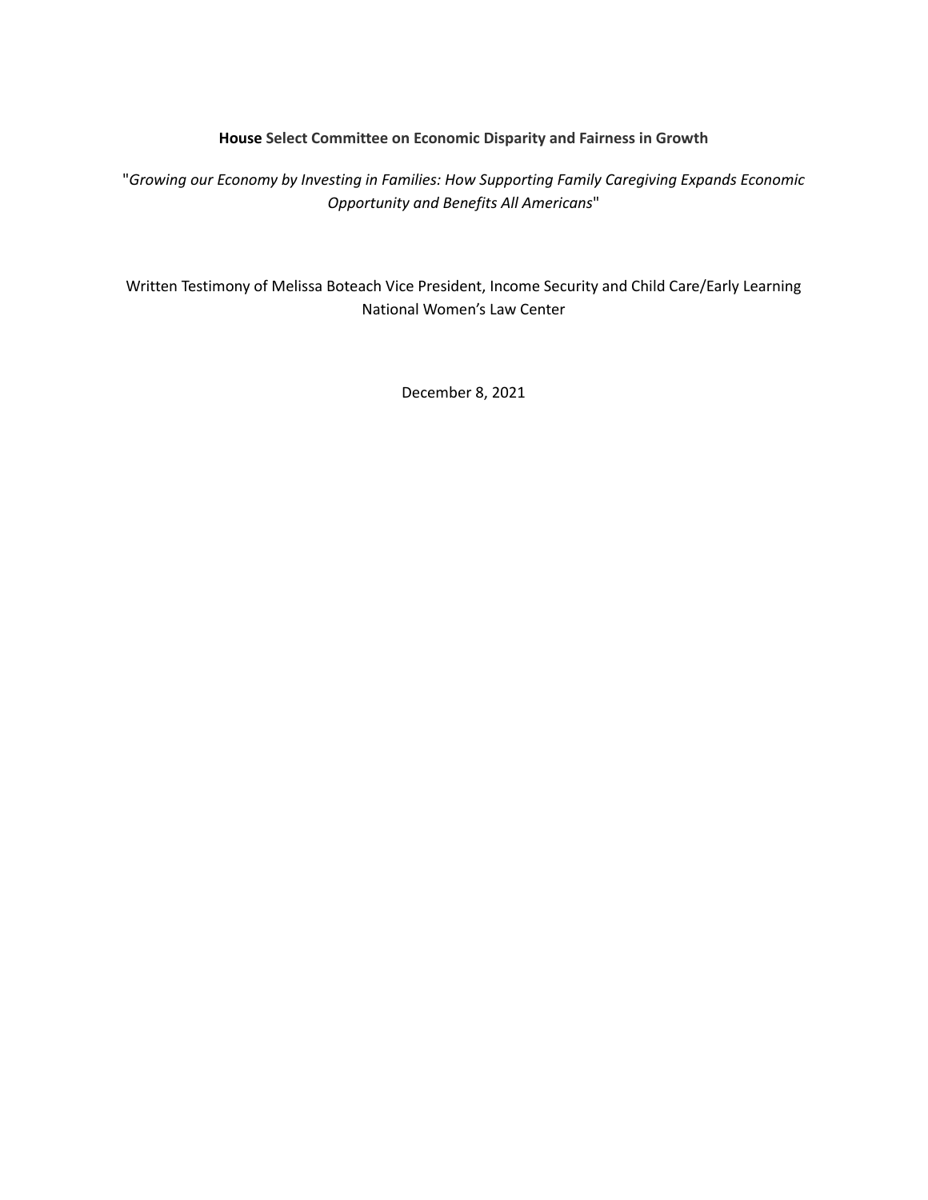**House Select Committee on Economic Disparity and Fairness in Growth**

"*Growing our Economy by Investing in Families: How Supporting Family Caregiving Expands Economic Opportunity and Benefits All Americans*"

Written Testimony of Melissa Boteach Vice President, Income Security and Child Care/Early Learning National Women's Law Center

December 8, 2021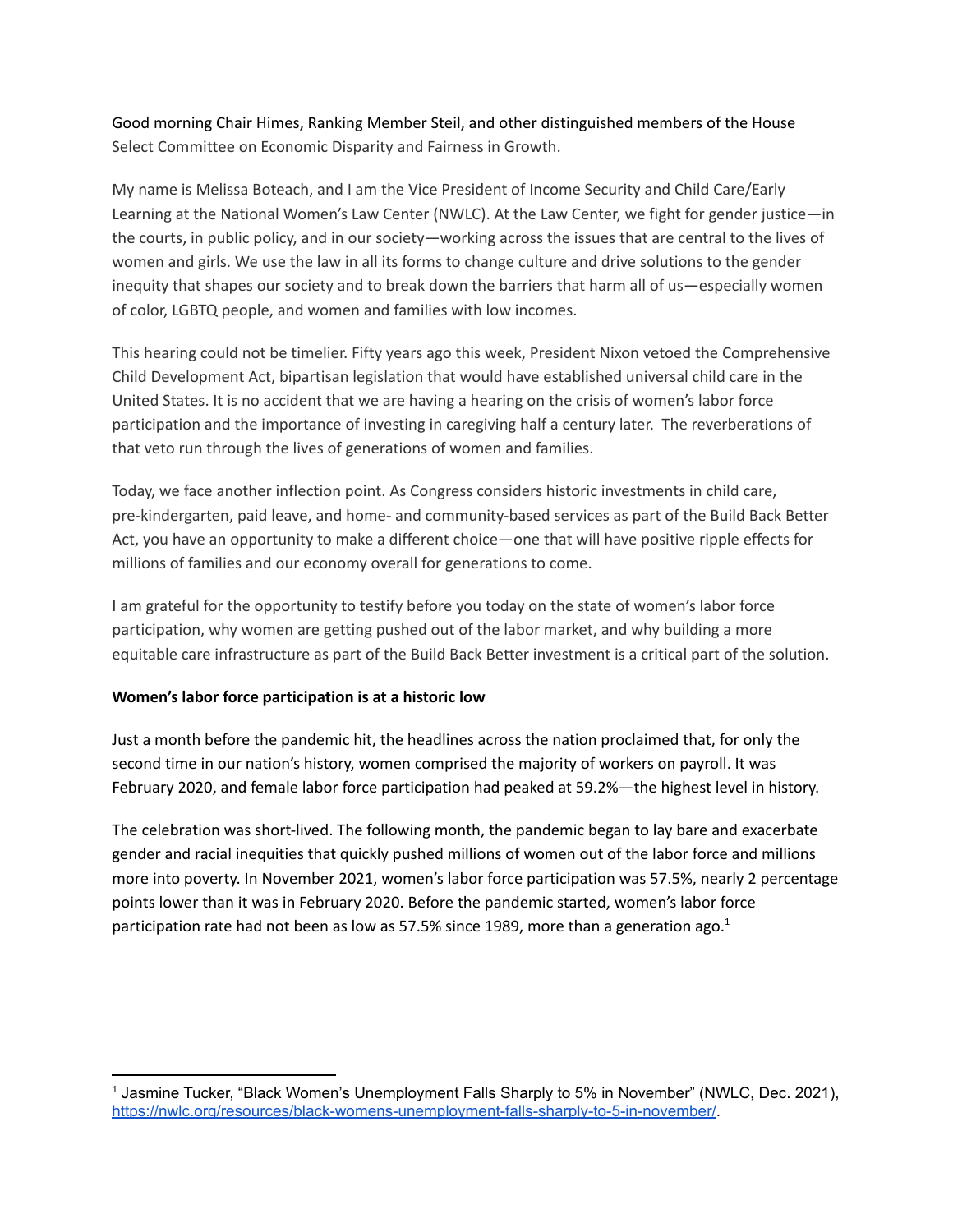Good morning Chair Himes, Ranking Member Steil, and other distinguished members of the House Select Committee on Economic Disparity and Fairness in Growth.

My name is Melissa Boteach, and I am the Vice President of Income Security and Child Care/Early Learning at the National Women's Law Center (NWLC). At the Law Center, we fight for gender justice—in the courts, in public policy, and in our society—working across the issues that are central to the lives of women and girls. We use the law in all its forms to change culture and drive solutions to the gender inequity that shapes our society and to break down the barriers that harm all of us—especially women of color, LGBTQ people, and women and families with low incomes.

This hearing could not be timelier. Fifty years ago this week, President Nixon vetoed the Comprehensive Child Development Act, bipartisan legislation that would have established universal child care in the United States. It is no accident that we are having a hearing on the crisis of women's labor force participation and the importance of investing in caregiving half a century later. The reverberations of that veto run through the lives of generations of women and families.

Today, we face another inflection point. As Congress considers historic investments in child care, pre-kindergarten, paid leave, and home- and community-based services as part of the Build Back Better Act, you have an opportunity to make a different choice—one that will have positive ripple effects for millions of families and our economy overall for generations to come.

I am grateful for the opportunity to testify before you today on the state of women's labor force participation, why women are getting pushed out of the labor market, and why building a more equitable care infrastructure as part of the Build Back Better investment is a critical part of the solution.

**Women's labor force participation is at a historic low**

Just a month before the pandemic hit, the headlines across the nation proclaimed that, for only the second time in our nation's history, women comprised the majority of workers on payroll. It was February 2020, and female labor force participation had peaked at 59.2%—the highest level in history.

The celebration was short-lived. The following month, the pandemic began to lay bare and exacerbate gender and racial inequities that quickly pushed millions of women out of the labor force and millions more into poverty. In November 2021, women's labor force participation was 57.5%, nearly 2 percentage points lower than it was in February 2020. Before the pandemic started, women's labor force participation rate had not been as low as 57.5% since 1989, more than a generation ago.[1]

---

[1] Jasmine Tucker, "Black Women's Unemployment Falls Sharply to 5% in November" (NWLC, Dec. 2021), https://nwlc.org/resources/black-womens-unemployment-falls-sharply-to-5-in-november/.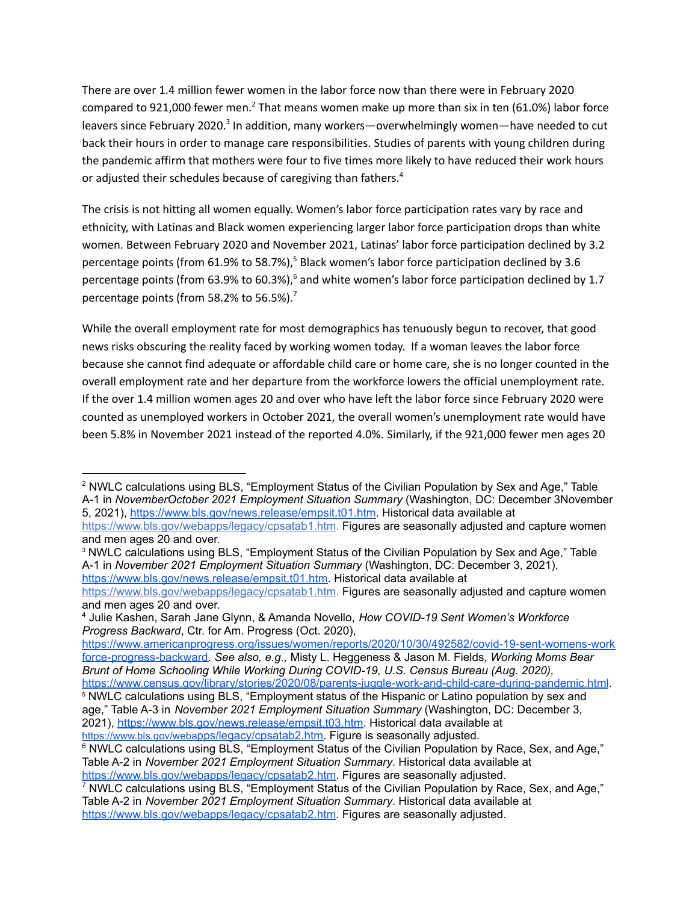There are over 1.4 million fewer women in the labor force now than there were in February 2020 compared to 921,000 fewer men.[2] That means women make up more than six in ten (61.0%) labor force leavers since February 2020.[3] In addition, many workers—overwhelmingly women—have needed to cut back their hours in order to manage care responsibilities. Studies of parents with young children during the pandemic affirm that mothers were four to five times more likely to have reduced their work hours or adjusted their schedules because of caregiving than fathers.[4]

The crisis is not hitting all women equally. Women's labor force participation rates vary by race and ethnicity, with Latinas and Black women experiencing larger labor force participation drops than white women. Between February 2020 and November 2021, Latinas' labor force participation declined by 3.2 percentage points (from 61.9% to 58.7%),[5] Black women's labor force participation declined by 3.6 percentage points (from 63.9% to 60.3%),[6] and white women's labor force participation declined by 1.7 percentage points (from 58.2% to 56.5%).[7]

While the overall employment rate for most demographics has tenuously begun to recover, that good news risks obscuring the reality faced by working women today. If a woman leaves the labor force because she cannot find adequate or affordable child care or home care, she is no longer counted in the overall employment rate and her departure from the workforce lowers the official unemployment rate. If the over 1.4 million women ages 20 and over who have left the labor force since February 2020 were counted as unemployed workers in October 2021, the overall women's unemployment rate would have been 5.8% in November 2021 instead of the reported 4.0%. Similarly, if the 921,000 fewer men ages 20

---

[2] NWLC calculations using BLS, "Employment Status of the Civilian Population by Sex and Age," Table A-1 in *NovemberOctober 2021 Employment Situation Summary* (Washington, DC: December 3November 5, 2021), https://www.bls.gov/news.release/empsit.t01.htm. Historical data available at https://www.bls.gov/webapps/legacy/cpsatab1.htm. Figures are seasonally adjusted and capture women and men ages 20 and over.

[3] NWLC calculations using BLS, "Employment Status of the Civilian Population by Sex and Age," Table A-1 in *November 2021 Employment Situation Summary* (Washington, DC: December 3, 2021), https://www.bls.gov/news.release/empsit.t01.htm. Historical data available at https://www.bls.gov/webapps/legacy/cpsatab1.htm. Figures are seasonally adjusted and capture women and men ages 20 and over.

[4] Julie Kashen, Sarah Jane Glynn, & Amanda Novello, *How COVID-19 Sent Women's Workforce Progress Backward*, Ctr. for Am. Progress (Oct. 2020), https://www.americanprogress.org/issues/women/reports/2020/10/30/492582/covid-19-sent-womens-workforce-progress-backward. *See also, e.g.,* Misty L. Heggeness & Jason M. Fields*, Working Moms Bear Brunt of Home Schooling While Working During COVID-19, U.S. Census Bureau (Aug. 2020),* https://www.census.gov/library/stories/2020/08/parents-juggle-work-and-child-care-during-pandemic.html.

[5] NWLC calculations using BLS, "Employment status of the Hispanic or Latino population by sex and age," Table A-3 in *November 2021 Employment Situation Summary* (Washington, DC: December 3, 2021), https://www.bls.gov/news.release/empsit.t03.htm. Historical data available at https://www.bls.gov/webapps/legacy/cpsatab2.htm. Figure is seasonally adjusted.

[6] NWLC calculations using BLS, "Employment Status of the Civilian Population by Race, Sex, and Age," Table A-2 in *November 2021 Employment Situation Summary*. Historical data available at https://www.bls.gov/webapps/legacy/cpsatab2.htm. Figures are seasonally adjusted.

[7] NWLC calculations using BLS, "Employment Status of the Civilian Population by Race, Sex, and Age," Table A-2 in *November 2021 Employment Situation Summary*. Historical data available at https://www.bls.gov/webapps/legacy/cpsatab2.htm. Figures are seasonally adjusted.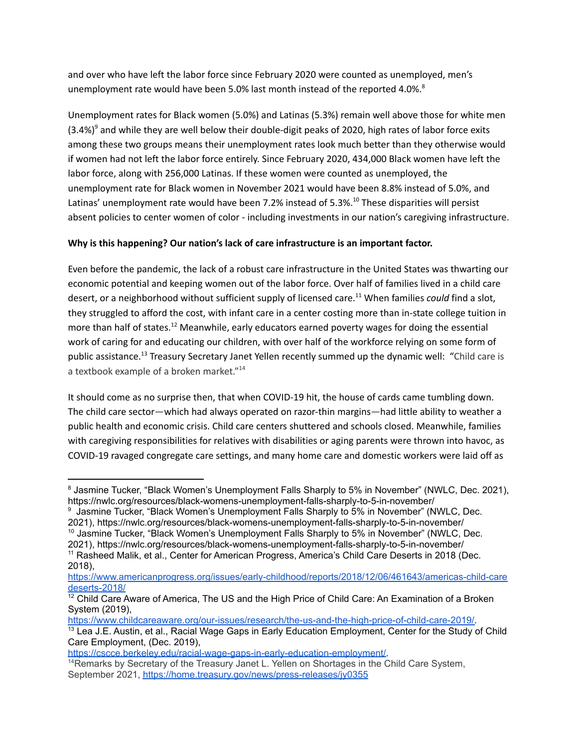and over who have left the labor force since February 2020 were counted as unemployed, men's unemployment rate would have been 5.0% last month instead of the reported 4.0%.[8]

Unemployment rates for Black women (5.0%) and Latinas (5.3%) remain well above those for white men (3.4%)[9] and while they are well below their double-digit peaks of 2020, high rates of labor force exits among these two groups means their unemployment rates look much better than they otherwise would if women had not left the labor force entirely. Since February 2020, 434,000 Black women have left the labor force, along with 256,000 Latinas. If these women were counted as unemployed, the unemployment rate for Black women in November 2021 would have been 8.8% instead of 5.0%, and Latinas' unemployment rate would have been 7.2% instead of 5.3%.[10] These disparities will persist absent policies to center women of color - including investments in our nation's caregiving infrastructure.

**Why is this happening? Our nation's lack of care infrastructure is an important factor.**

Even before the pandemic, the lack of a robust care infrastructure in the United States was thwarting our economic potential and keeping women out of the labor force. Over half of families lived in a child care desert, or a neighborhood without sufficient supply of licensed care.[11] When families *could* find a slot, they struggled to afford the cost, with infant care in a center costing more than in-state college tuition in more than half of states.[12] Meanwhile, early educators earned poverty wages for doing the essential work of caring for and educating our children, with over half of the workforce relying on some form of public assistance.[13] Treasury Secretary Janet Yellen recently summed up the dynamic well: "Child care is a textbook example of a broken market."[14]

It should come as no surprise then, that when COVID-19 hit, the house of cards came tumbling down. The child care sector—which had always operated on razor-thin margins—had little ability to weather a public health and economic crisis. Child care centers shuttered and schools closed. Meanwhile, families with caregiving responsibilities for relatives with disabilities or aging parents were thrown into havoc, as COVID-19 ravaged congregate care settings, and many home care and domestic workers were laid off as

---

[8] Jasmine Tucker, "Black Women's Unemployment Falls Sharply to 5% in November" (NWLC, Dec. 2021), https://nwlc.org/resources/black-womens-unemployment-falls-sharply-to-5-in-november/

[9] Jasmine Tucker, "Black Women's Unemployment Falls Sharply to 5% in November" (NWLC, Dec. 2021), https://nwlc.org/resources/black-womens-unemployment-falls-sharply-to-5-in-november/

[10] Jasmine Tucker, "Black Women's Unemployment Falls Sharply to 5% in November" (NWLC, Dec. 2021), https://nwlc.org/resources/black-womens-unemployment-falls-sharply-to-5-in-november/

[11] Rasheed Malik, et al., Center for American Progress, America's Child Care Deserts in 2018 (Dec. 2018), https://www.americanprogress.org/issues/early-childhood/reports/2018/12/06/461643/americas-child-care-deserts-2018/

[12] Child Care Aware of America, The US and the High Price of Child Care: An Examination of a Broken System (2019), https://www.childcareaware.org/our-issues/research/the-us-and-the-high-price-of-child-care-2019/.

[13] Lea J.E. Austin, et al., Racial Wage Gaps in Early Education Employment, Center for the Study of Child Care Employment, (Dec. 2019), https://cscce.berkeley.edu/racial-wage-gaps-in-early-education-employment/.

[14] Remarks by Secretary of the Treasury Janet L. Yellen on Shortages in the Child Care System, September 2021, https://home.treasury.gov/news/press-releases/jy0355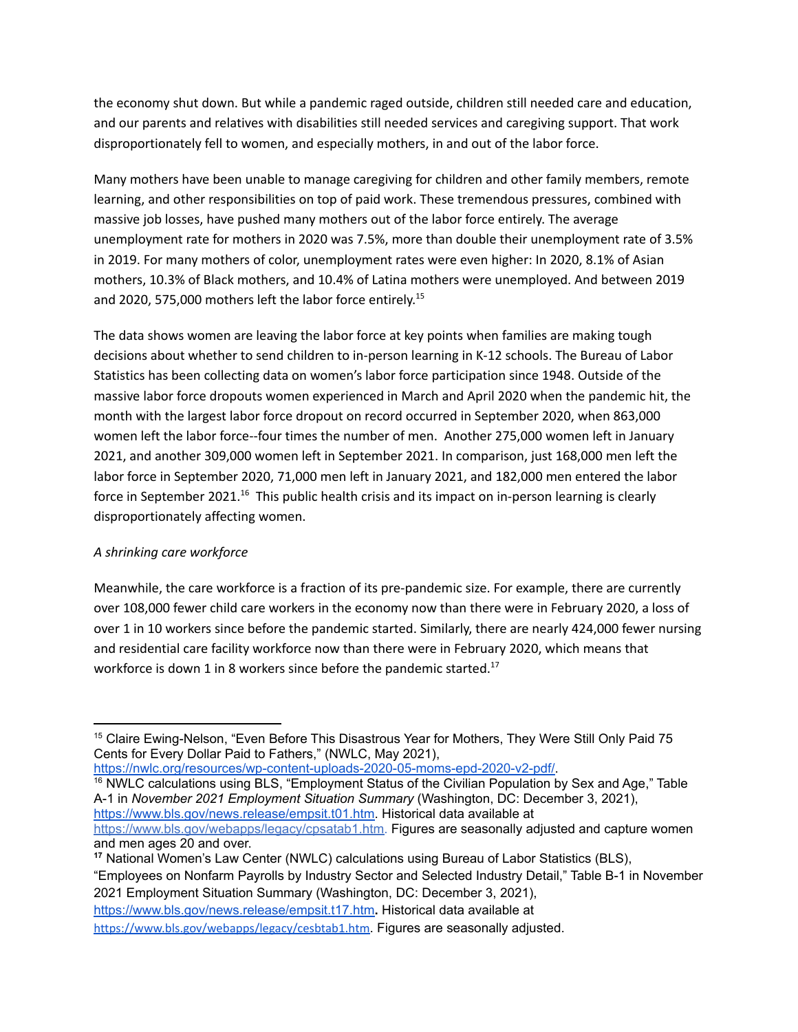the economy shut down. But while a pandemic raged outside, children still needed care and education, and our parents and relatives with disabilities still needed services and caregiving support. That work disproportionately fell to women, and especially mothers, in and out of the labor force.

Many mothers have been unable to manage caregiving for children and other family members, remote learning, and other responsibilities on top of paid work. These tremendous pressures, combined with massive job losses, have pushed many mothers out of the labor force entirely. The average unemployment rate for mothers in 2020 was 7.5%, more than double their unemployment rate of 3.5% in 2019. For many mothers of color, unemployment rates were even higher: In 2020, 8.1% of Asian mothers, 10.3% of Black mothers, and 10.4% of Latina mothers were unemployed. And between 2019 and 2020, 575,000 mothers left the labor force entirely.[15]

The data shows women are leaving the labor force at key points when families are making tough decisions about whether to send children to in-person learning in K-12 schools. The Bureau of Labor Statistics has been collecting data on women's labor force participation since 1948. Outside of the massive labor force dropouts women experienced in March and April 2020 when the pandemic hit, the month with the largest labor force dropout on record occurred in September 2020, when 863,000 women left the labor force--four times the number of men. Another 275,000 women left in January 2021, and another 309,000 women left in September 2021. In comparison, just 168,000 men left the labor force in September 2020, 71,000 men left in January 2021, and 182,000 men entered the labor force in September 2021.[16] This public health crisis and its impact on in-person learning is clearly disproportionately affecting women.

*A shrinking care workforce*

Meanwhile, the care workforce is a fraction of its pre-pandemic size. For example, there are currently over 108,000 fewer child care workers in the economy now than there were in February 2020, a loss of over 1 in 10 workers since before the pandemic started. Similarly, there are nearly 424,000 fewer nursing and residential care facility workforce now than there were in February 2020, which means that workforce is down 1 in 8 workers since before the pandemic started.[17]

---

[15] Claire Ewing-Nelson, "Even Before This Disastrous Year for Mothers, They Were Still Only Paid 75 Cents for Every Dollar Paid to Fathers," (NWLC, May 2021), https://nwlc.org/resources/wp-content-uploads-2020-05-moms-epd-2020-v2-pdf/.

[16] NWLC calculations using BLS, "Employment Status of the Civilian Population by Sex and Age," Table A-1 in *November 2021 Employment Situation Summary* (Washington, DC: December 3, 2021), https://www.bls.gov/news.release/empsit.t01.htm. Historical data available at https://www.bls.gov/webapps/legacy/cpsatab1.htm. Figures are seasonally adjusted and capture women and men ages 20 and over.

[17] National Women's Law Center (NWLC) calculations using Bureau of Labor Statistics (BLS), "Employees on Nonfarm Payrolls by Industry Sector and Selected Industry Detail," Table B-1 in November 2021 Employment Situation Summary (Washington, DC: December 3, 2021), https://www.bls.gov/news.release/empsit.t17.htm. Historical data available at https://www.bls.gov/webapps/legacy/cesbtab1.htm. Figures are seasonally adjusted.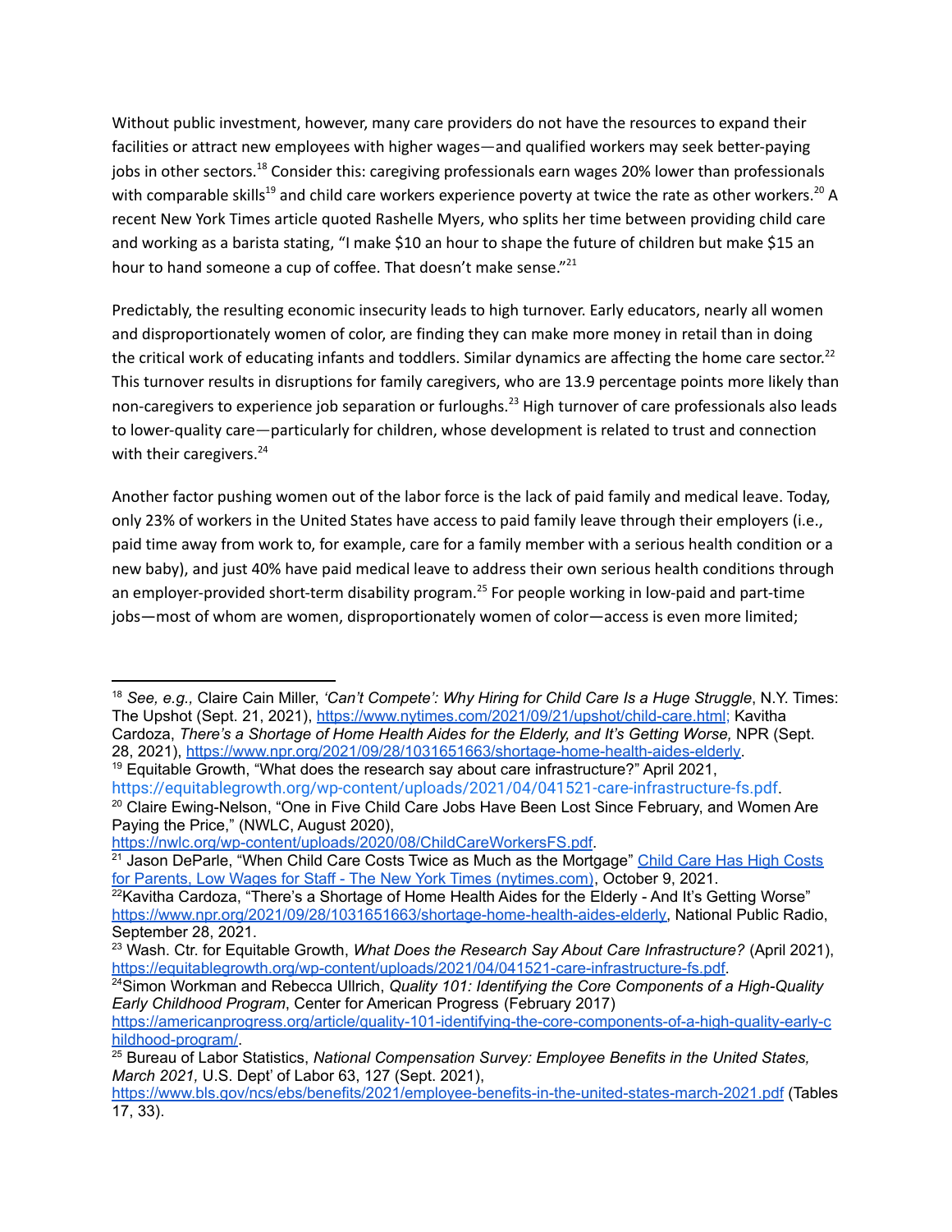Without public investment, however, many care providers do not have the resources to expand their facilities or attract new employees with higher wages—and qualified workers may seek better-paying jobs in other sectors.[18] Consider this: caregiving professionals earn wages 20% lower than professionals with comparable skills[19] and child care workers experience poverty at twice the rate as other workers.[20] A recent New York Times article quoted Rashelle Myers, who splits her time between providing child care and working as a barista stating, "I make $10 an hour to shape the future of children but make $15 an hour to hand someone a cup of coffee. That doesn't make sense."[21]

Predictably, the resulting economic insecurity leads to high turnover. Early educators, nearly all women and disproportionately women of color, are finding they can make more money in retail than in doing the critical work of educating infants and toddlers. Similar dynamics are affecting the home care sector.[22] This turnover results in disruptions for family caregivers, who are 13.9 percentage points more likely than non-caregivers to experience job separation or furloughs.[23] High turnover of care professionals also leads to lower-quality care—particularly for children, whose development is related to trust and connection with their caregivers.[24]

Another factor pushing women out of the labor force is the lack of paid family and medical leave. Today, only 23% of workers in the United States have access to paid family leave through their employers (i.e., paid time away from work to, for example, care for a family member with a serious health condition or a new baby), and just 40% have paid medical leave to address their own serious health conditions through an employer-provided short-term disability program.[25] For people working in low-paid and part-time jobs—most of whom are women, disproportionately women of color—access is even more limited;

---

[18] *See, e.g.,* Claire Cain Miller, *'Can't Compete': Why Hiring for Child Care Is a Huge Struggle*, N.Y. Times: The Upshot (Sept. 21, 2021), https://www.nytimes.com/2021/09/21/upshot/child-care.html; Kavitha Cardoza, *There's a Shortage of Home Health Aides for the Elderly, and It's Getting Worse,* NPR (Sept. 28, 2021), https://www.npr.org/2021/09/28/1031651663/shortage-home-health-aides-elderly.

[19] Equitable Growth, "What does the research say about care infrastructure?" April 2021, https://equitablegrowth.org/wp-content/uploads/2021/04/041521-care-infrastructure-fs.pdf.

[20] Claire Ewing-Nelson, "One in Five Child Care Jobs Have Been Lost Since February, and Women Are Paying the Price," (NWLC, August 2020), https://nwlc.org/wp-content/uploads/2020/08/ChildCareWorkersFS.pdf.

[21] Jason DeParle, "When Child Care Costs Twice as Much as the Mortgage" Child Care Has High Costs for Parents, Low Wages for Staff - The New York Times (nytimes.com), October 9, 2021.

[22] Kavitha Cardoza, "There's a Shortage of Home Health Aides for the Elderly - And It's Getting Worse" https://www.npr.org/2021/09/28/1031651663/shortage-home-health-aides-elderly, National Public Radio, September 28, 2021.

[23] Wash. Ctr. for Equitable Growth, *What Does the Research Say About Care Infrastructure?* (April 2021), https://equitablegrowth.org/wp-content/uploads/2021/04/041521-care-infrastructure-fs.pdf.

[24] Simon Workman and Rebecca Ullrich, *Quality 101: Identifying the Core Components of a High-Quality Early Childhood Program*, Center for American Progress (February 2017) https://americanprogress.org/article/quality-101-identifying-the-core-components-of-a-high-quality-early-childhood-program/.

[25] Bureau of Labor Statistics, *National Compensation Survey: Employee Benefits in the United States, March 2021,* U.S. Dept' of Labor 63, 127 (Sept. 2021), https://www.bls.gov/ncs/ebs/benefits/2021/employee-benefits-in-the-united-states-march-2021.pdf (Tables 17, 33).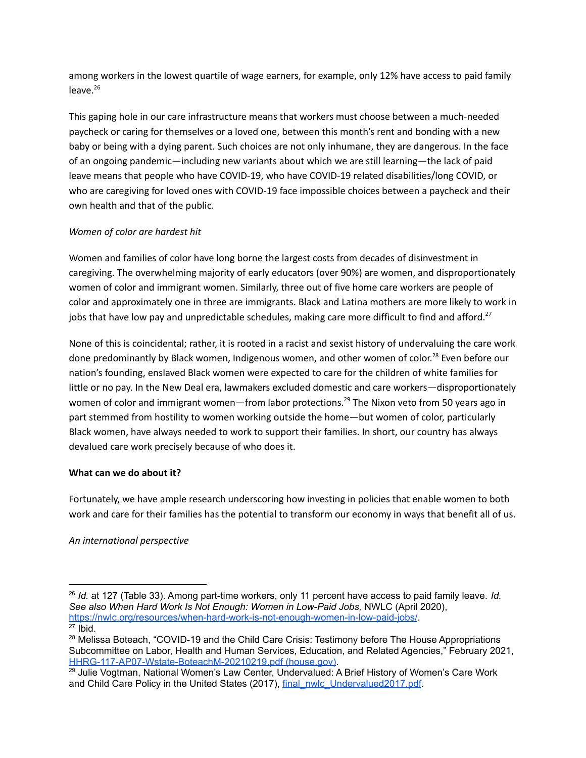among workers in the lowest quartile of wage earners, for example, only 12% have access to paid family leave.[26]

This gaping hole in our care infrastructure means that workers must choose between a much-needed paycheck or caring for themselves or a loved one, between this month's rent and bonding with a new baby or being with a dying parent. Such choices are not only inhumane, they are dangerous. In the face of an ongoing pandemic—including new variants about which we are still learning—the lack of paid leave means that people who have COVID-19, who have COVID-19 related disabilities/long COVID, or who are caregiving for loved ones with COVID-19 face impossible choices between a paycheck and their own health and that of the public.

*Women of color are hardest hit*

Women and families of color have long borne the largest costs from decades of disinvestment in caregiving. The overwhelming majority of early educators (over 90%) are women, and disproportionately women of color and immigrant women. Similarly, three out of five home care workers are people of color and approximately one in three are immigrants. Black and Latina mothers are more likely to work in jobs that have low pay and unpredictable schedules, making care more difficult to find and afford.[27]

None of this is coincidental; rather, it is rooted in a racist and sexist history of undervaluing the care work done predominantly by Black women, Indigenous women, and other women of color.[28] Even before our nation's founding, enslaved Black women were expected to care for the children of white families for little or no pay. In the New Deal era, lawmakers excluded domestic and care workers—disproportionately women of color and immigrant women—from labor protections.[29] The Nixon veto from 50 years ago in part stemmed from hostility to women working outside the home—but women of color, particularly Black women, have always needed to work to support their families. In short, our country has always devalued care work precisely because of who does it.

**What can we do about it?**

Fortunately, we have ample research underscoring how investing in policies that enable women to both work and care for their families has the potential to transform our economy in ways that benefit all of us.

*An international perspective*

---

[26] *Id.* at 127 (Table 33). Among part-time workers, only 11 percent have access to paid family leave. *Id. See also When Hard Work Is Not Enough: Women in Low-Paid Jobs,* NWLC (April 2020), https://nwlc.org/resources/when-hard-work-is-not-enough-women-in-low-paid-jobs/.

[27] Ibid.

[28] Melissa Boteach, "COVID-19 and the Child Care Crisis: Testimony before The House Appropriations Subcommittee on Labor, Health and Human Services, Education, and Related Agencies," February 2021, HHRG-117-AP07-Wstate-BoteachM-20210219.pdf (house.gov).

[29] Julie Vogtman, National Women's Law Center, Undervalued: A Brief History of Women's Care Work and Child Care Policy in the United States (2017), final_nwlc_Undervalued2017.pdf.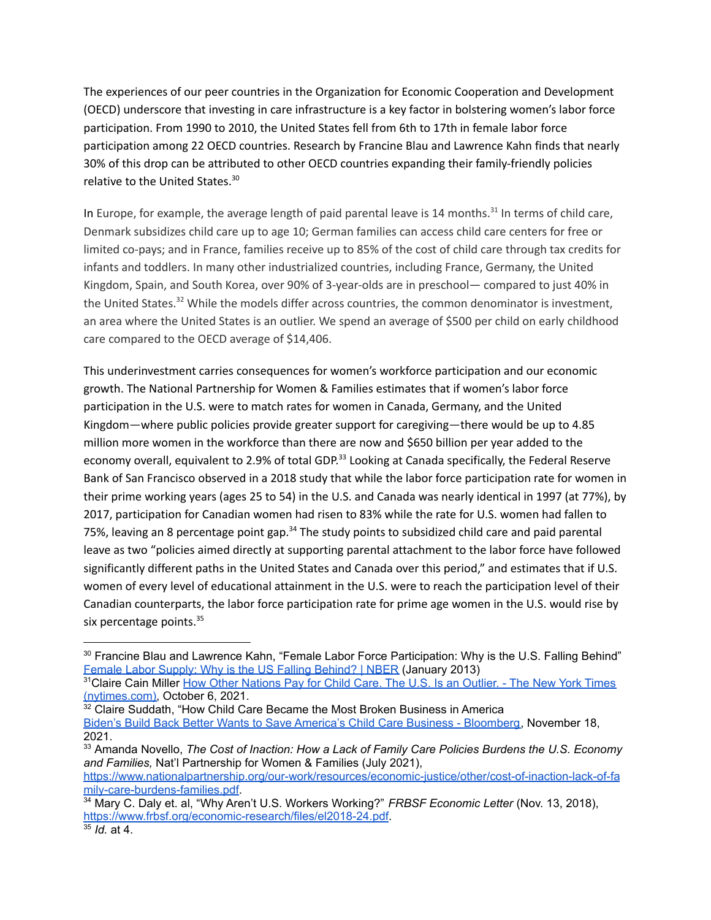The experiences of our peer countries in the Organization for Economic Cooperation and Development (OECD) underscore that investing in care infrastructure is a key factor in bolstering women's labor force participation. From 1990 to 2010, the United States fell from 6th to 17th in female labor force participation among 22 OECD countries. Research by Francine Blau and Lawrence Kahn finds that nearly 30% of this drop can be attributed to other OECD countries expanding their family-friendly policies relative to the United States.[30]

In Europe, for example, the average length of paid parental leave is 14 months.[31] In terms of child care, Denmark subsidizes child care up to age 10; German families can access child care centers for free or limited co-pays; and in France, families receive up to 85% of the cost of child care through tax credits for infants and toddlers. In many other industrialized countries, including France, Germany, the United Kingdom, Spain, and South Korea, over 90% of 3-year-olds are in preschool— compared to just 40% in the United States.[32] While the models differ across countries, the common denominator is investment, an area where the United States is an outlier. We spend an average of $500 per child on early childhood care compared to the OECD average of $14,406.

This underinvestment carries consequences for women's workforce participation and our economic growth. The National Partnership for Women & Families estimates that if women's labor force participation in the U.S. were to match rates for women in Canada, Germany, and the United Kingdom—where public policies provide greater support for caregiving—there would be up to 4.85 million more women in the workforce than there are now and $650 billion per year added to the economy overall, equivalent to 2.9% of total GDP.[33] Looking at Canada specifically, the Federal Reserve Bank of San Francisco observed in a 2018 study that while the labor force participation rate for women in their prime working years (ages 25 to 54) in the U.S. and Canada was nearly identical in 1997 (at 77%), by 2017, participation for Canadian women had risen to 83% while the rate for U.S. women had fallen to 75%, leaving an 8 percentage point gap.[34] The study points to subsidized child care and paid parental leave as two "policies aimed directly at supporting parental attachment to the labor force have followed significantly different paths in the United States and Canada over this period," and estimates that if U.S. women of every level of educational attainment in the U.S. were to reach the participation level of their Canadian counterparts, the labor force participation rate for prime age women in the U.S. would rise by six percentage points.[35]

---

[30] Francine Blau and Lawrence Kahn, "Female Labor Force Participation: Why is the U.S. Falling Behind" [Female Labor Supply: Why is the US Falling Behind? | NBER](Female Labor Supply: Why is the US Falling Behind? | NBER) (January 2013)

[31] Claire Cain Miller How Other Nations Pay for Child Care. The U.S. Is an Outlier. - The New York Times (nytimes.com), October 6, 2021.

[32] Claire Suddath, "How Child Care Became the Most Broken Business in America Biden's Build Back Better Wants to Save America's Child Care Business - Bloomberg, November 18, 2021.

[33] Amanda Novello, *The Cost of Inaction: How a Lack of Family Care Policies Burdens the U.S. Economy and Families,* Nat'l Partnership for Women & Families (July 2021), https://www.nationalpartnership.org/our-work/resources/economic-justice/other/cost-of-inaction-lack-of-family-care-burdens-families.pdf.

[34] Mary C. Daly et. al, "Why Aren't U.S. Workers Working?" *FRBSF Economic Letter* (Nov. 13, 2018), https://www.frbsf.org/economic-research/files/el2018-24.pdf.

[35] *Id.* at 4.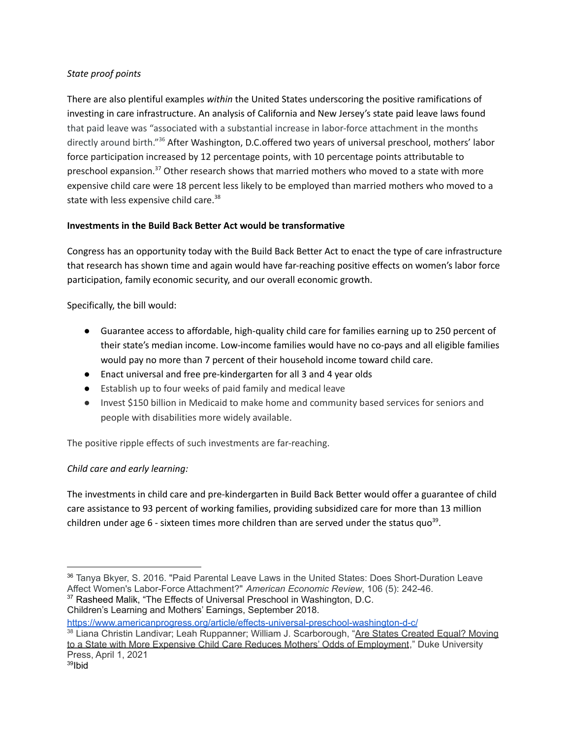*State proof points*

There are also plentiful examples *within* the United States underscoring the positive ramifications of investing in care infrastructure. An analysis of California and New Jersey's state paid leave laws found that paid leave was "associated with a substantial increase in labor-force attachment in the months directly around birth."[36] After Washington, D.C.offered two years of universal preschool, mothers' labor force participation increased by 12 percentage points, with 10 percentage points attributable to preschool expansion.[37] Other research shows that married mothers who moved to a state with more expensive child care were 18 percent less likely to be employed than married mothers who moved to a state with less expensive child care.[38]

**Investments in the Build Back Better Act would be transformative**

Congress has an opportunity today with the Build Back Better Act to enact the type of care infrastructure that research has shown time and again would have far-reaching positive effects on women's labor force participation, family economic security, and our overall economic growth.

Specifically, the bill would:

- Guarantee access to affordable, high-quality child care for families earning up to 250 percent of their state's median income. Low-income families would have no co-pays and all eligible families would pay no more than 7 percent of their household income toward child care.
- Enact universal and free pre-kindergarten for all 3 and 4 year olds
- Establish up to four weeks of paid family and medical leave
- Invest $150 billion in Medicaid to make home and community based services for seniors and people with disabilities more widely available.

The positive ripple effects of such investments are far-reaching.

*Child care and early learning:*

The investments in child care and pre-kindergarten in Build Back Better would offer a guarantee of child care assistance to 93 percent of working families, providing subsidized care for more than 13 million children under age 6 - sixteen times more children than are served under the status quo[39].

---

[36] Tanya Bkyer, S. 2016. "Paid Parental Leave Laws in the United States: Does Short-Duration Leave Affect Women's Labor-Force Attachment?" *American Economic Review*, 106 (5): 242-46.

[37] Rasheed Malik, "The Effects of Universal Preschool in Washington, D.C. Children's Learning and Mothers' Earnings, September 2018. https://www.americanprogress.org/article/effects-universal-preschool-washington-d-c/

[38] Liana Christin Landivar; Leah Ruppanner; William J. Scarborough, "Are States Created Equal? Moving to a State with More Expensive Child Care Reduces Mothers' Odds of Employment," Duke University Press, April 1, 2021

[39] Ibid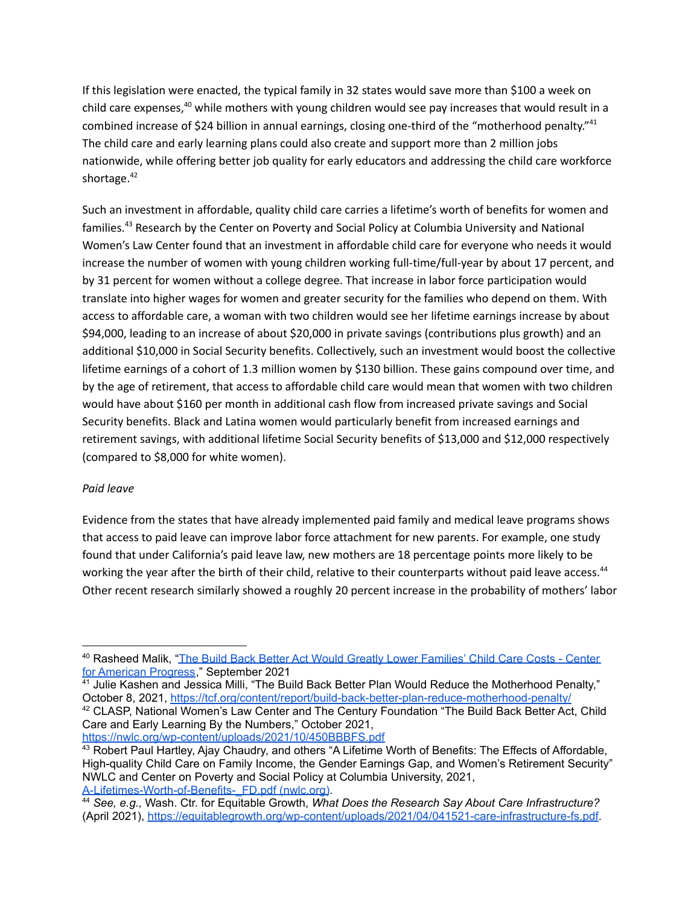If this legislation were enacted, the typical family in 32 states would save more than $100 a week on child care expenses,[40] while mothers with young children would see pay increases that would result in a combined increase of $24 billion in annual earnings, closing one-third of the "motherhood penalty."[41] The child care and early learning plans could also create and support more than 2 million jobs nationwide, while offering better job quality for early educators and addressing the child care workforce shortage.[42]

Such an investment in affordable, quality child care carries a lifetime's worth of benefits for women and families.[43] Research by the Center on Poverty and Social Policy at Columbia University and National Women's Law Center found that an investment in affordable child care for everyone who needs it would increase the number of women with young children working full-time/full-year by about 17 percent, and by 31 percent for women without a college degree. That increase in labor force participation would translate into higher wages for women and greater security for the families who depend on them. With access to affordable care, a woman with two children would see her lifetime earnings increase by about $94,000, leading to an increase of about $20,000 in private savings (contributions plus growth) and an additional $10,000 in Social Security benefits. Collectively, such an investment would boost the collective lifetime earnings of a cohort of 1.3 million women by $130 billion. These gains compound over time, and by the age of retirement, that access to affordable child care would mean that women with two children would have about $160 per month in additional cash flow from increased private savings and Social Security benefits. Black and Latina women would particularly benefit from increased earnings and retirement savings, with additional lifetime Social Security benefits of $13,000 and $12,000 respectively (compared to $8,000 for white women).

*Paid leave*

Evidence from the states that have already implemented paid family and medical leave programs shows that access to paid leave can improve labor force attachment for new parents. For example, one study found that under California's paid leave law, new mothers are 18 percentage points more likely to be working the year after the birth of their child, relative to their counterparts without paid leave access.[44] Other recent research similarly showed a roughly 20 percent increase in the probability of mothers' labor

---

[40] Rasheed Malik, "The Build Back Better Act Would Greatly Lower Families' Child Care Costs - Center for American Progress," September 2021

[41] Julie Kashen and Jessica Milli, "The Build Back Better Plan Would Reduce the Motherhood Penalty," October 8, 2021, https://tcf.org/content/report/build-back-better-plan-reduce-motherhood-penalty/

[42] CLASP, National Women's Law Center and The Century Foundation "The Build Back Better Act, Child Care and Early Learning By the Numbers," October 2021, https://nwlc.org/wp-content/uploads/2021/10/450BBBFS.pdf

[43] Robert Paul Hartley, Ajay Chaudry, and others "A Lifetime Worth of Benefits: The Effects of Affordable, High-quality Child Care on Family Income, the Gender Earnings Gap, and Women's Retirement Security" NWLC and Center on Poverty and Social Policy at Columbia University, 2021, A-Lifetimes-Worth-of-Benefits-_FD.pdf (nwlc.org).

[44] *See, e.g.,* Wash. Ctr. for Equitable Growth, *What Does the Research Say About Care Infrastructure?* (April 2021), https://equitablegrowth.org/wp-content/uploads/2021/04/041521-care-infrastructure-fs.pdf.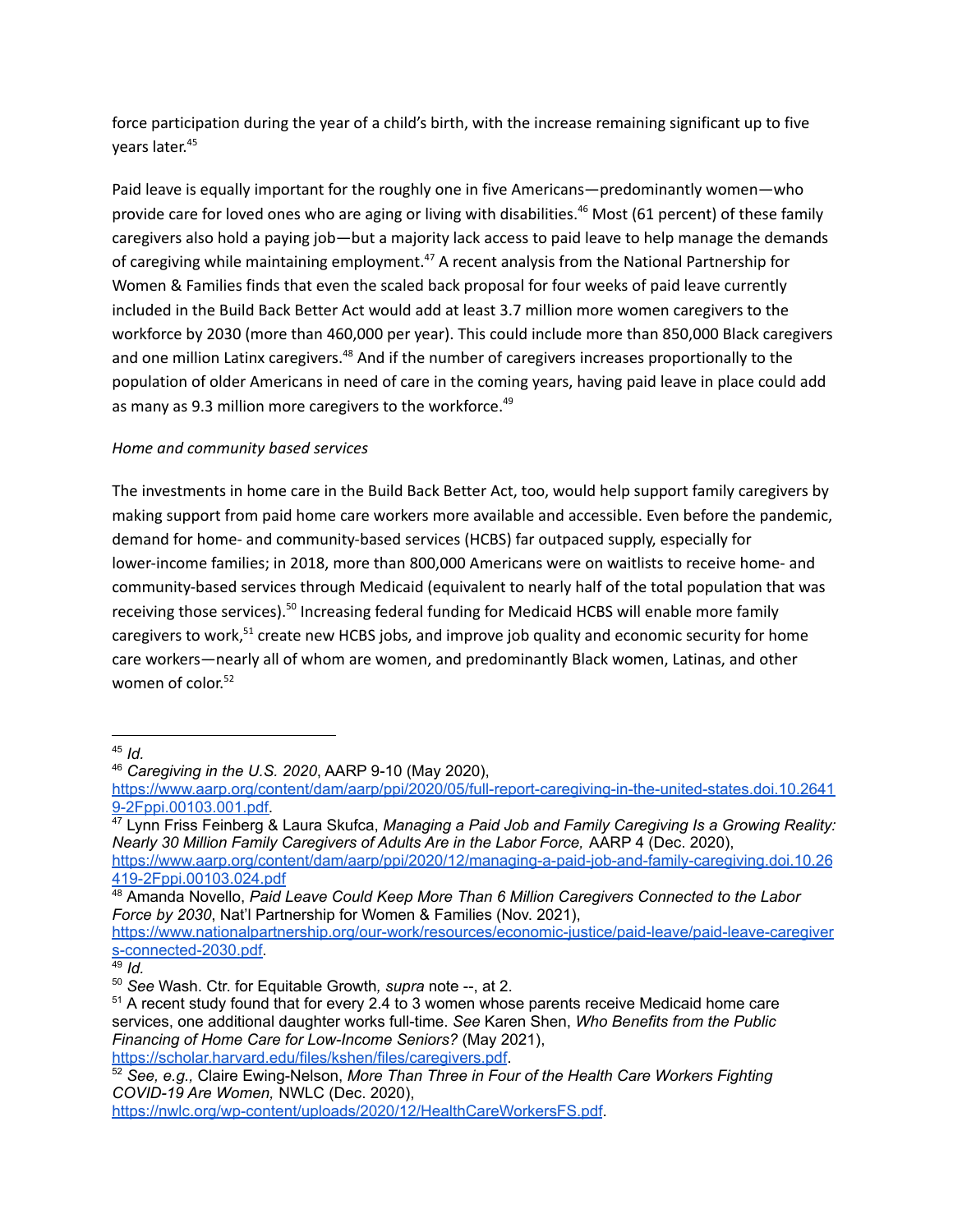force participation during the year of a child's birth, with the increase remaining significant up to five years later.[45]

Paid leave is equally important for the roughly one in five Americans—predominantly women—who provide care for loved ones who are aging or living with disabilities.[46] Most (61 percent) of these family caregivers also hold a paying job—but a majority lack access to paid leave to help manage the demands of caregiving while maintaining employment.[47] A recent analysis from the National Partnership for Women & Families finds that even the scaled back proposal for four weeks of paid leave currently included in the Build Back Better Act would add at least 3.7 million more women caregivers to the workforce by 2030 (more than 460,000 per year). This could include more than 850,000 Black caregivers and one million Latinx caregivers.[48] And if the number of caregivers increases proportionally to the population of older Americans in need of care in the coming years, having paid leave in place could add as many as 9.3 million more caregivers to the workforce.[49]

*Home and community based services*

The investments in home care in the Build Back Better Act, too, would help support family caregivers by making support from paid home care workers more available and accessible. Even before the pandemic, demand for home- and community-based services (HCBS) far outpaced supply, especially for lower-income families; in 2018, more than 800,000 Americans were on waitlists to receive home- and community-based services through Medicaid (equivalent to nearly half of the total population that was receiving those services).[50] Increasing federal funding for Medicaid HCBS will enable more family caregivers to work,[51] create new HCBS jobs, and improve job quality and economic security for home care workers—nearly all of whom are women, and predominantly Black women, Latinas, and other women of color.[52]

---

[45] *Id.*

[46] *Caregiving in the U.S. 2020*, AARP 9-10 (May 2020), https://www.aarp.org/content/dam/aarp/ppi/2020/05/full-report-caregiving-in-the-united-states.doi.10.26419-2Fppi.00103.001.pdf.

[47] Lynn Friss Feinberg & Laura Skufca, *Managing a Paid Job and Family Caregiving Is a Growing Reality: Nearly 30 Million Family Caregivers of Adults Are in the Labor Force,* AARP 4 (Dec. 2020), https://www.aarp.org/content/dam/aarp/ppi/2020/12/managing-a-paid-job-and-family-caregiving.doi.10.26419-2Fppi.00103.024.pdf

[48] Amanda Novello, *Paid Leave Could Keep More Than 6 Million Caregivers Connected to the Labor Force by 2030*, Nat'l Partnership for Women & Families (Nov. 2021), https://www.nationalpartnership.org/our-work/resources/economic-justice/paid-leave/paid-leave-caregivers-connected-2030.pdf.

[49] *Id.*

[50] *See* Wash. Ctr. for Equitable Growth, *supra* note --, at 2.

[51] A recent study found that for every 2.4 to 3 women whose parents receive Medicaid home care services, one additional daughter works full-time. *See* Karen Shen, *Who Benefits from the Public Financing of Home Care for Low-Income Seniors?* (May 2021), https://scholar.harvard.edu/files/kshen/files/caregivers.pdf.

[52] *See, e.g.,* Claire Ewing-Nelson, *More Than Three in Four of the Health Care Workers Fighting COVID-19 Are Women,* NWLC (Dec. 2020), https://nwlc.org/wp-content/uploads/2020/12/HealthCareWorkersFS.pdf.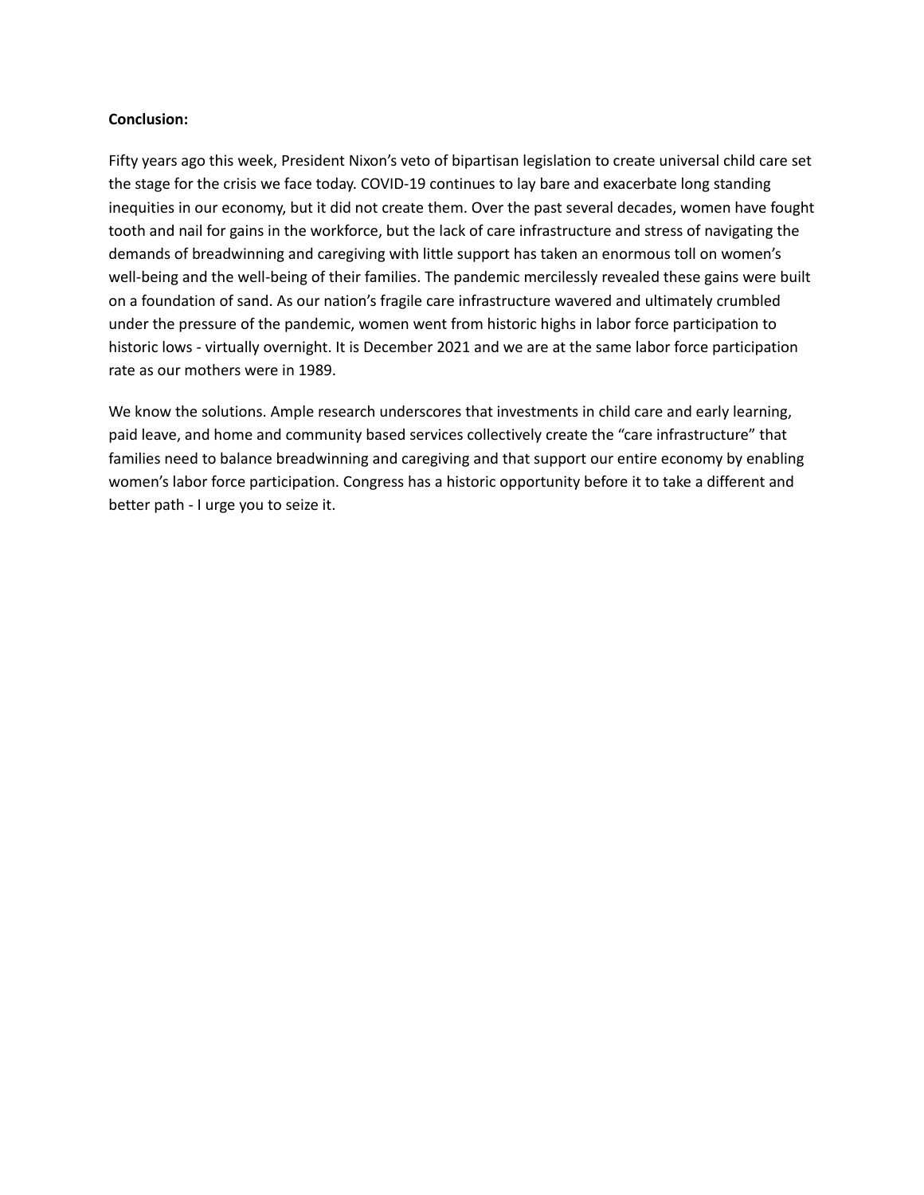**Conclusion:**

Fifty years ago this week, President Nixon's veto of bipartisan legislation to create universal child care set the stage for the crisis we face today. COVID-19 continues to lay bare and exacerbate long standing inequities in our economy, but it did not create them. Over the past several decades, women have fought tooth and nail for gains in the workforce, but the lack of care infrastructure and stress of navigating the demands of breadwinning and caregiving with little support has taken an enormous toll on women's well-being and the well-being of their families. The pandemic mercilessly revealed these gains were built on a foundation of sand. As our nation's fragile care infrastructure wavered and ultimately crumbled under the pressure of the pandemic, women went from historic highs in labor force participation to historic lows - virtually overnight. It is December 2021 and we are at the same labor force participation rate as our mothers were in 1989.

We know the solutions. Ample research underscores that investments in child care and early learning, paid leave, and home and community based services collectively create the "care infrastructure" that families need to balance breadwinning and caregiving and that support our entire economy by enabling women's labor force participation. Congress has a historic opportunity before it to take a different and better path - I urge you to seize it.